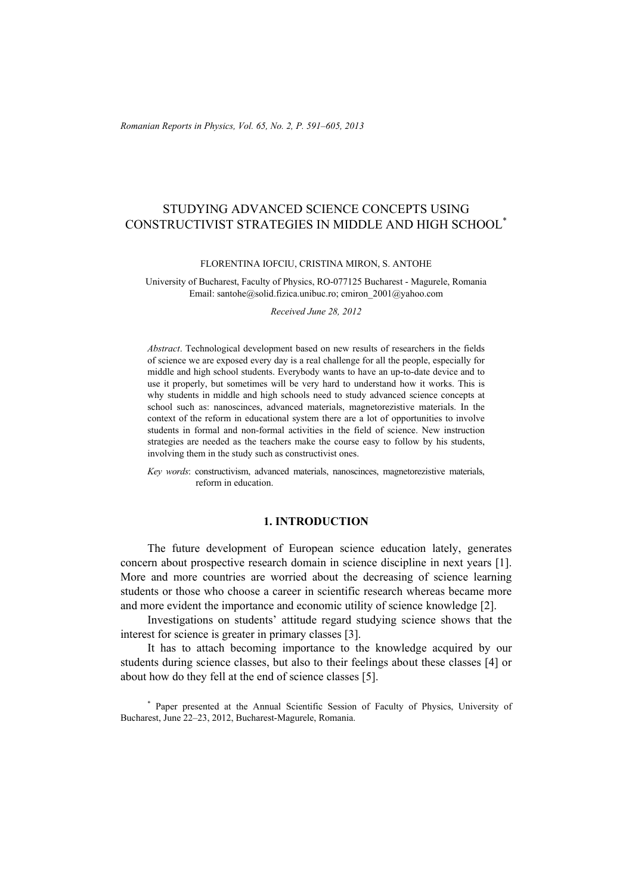# STUDYING ADVANCED SCIENCE CONCEPTS USING CONSTRUCTIVIST STRATEGIES IN MIDDLE AND HIGH SCHOOL*

FLORENTINA IOFCIU, CRISTINA MIRON, S. ANTOHE

University of Bucharest, Faculty of Physics, RO-077125 Bucharest - Magurele, Romania
Email: santohe@solid.fizica.unibuc.ro; cmiron_2001@yahoo.com

*Received June 28, 2012*

*Abstract*. Technological development based on new results of researchers in the fields of science we are exposed every day is a real challenge for all the people, especially for middle and high school students. Everybody wants to have an up-to-date device and to use it properly, but sometimes will be very hard to understand how it works. This is why students in middle and high schools need to study advanced science concepts at school such as: nanoscinces, advanced materials, magnetorezistive materials. In the context of the reform in educational system there are a lot of opportunities to involve students in formal and non-formal activities in the field of science. New instruction strategies are needed as the teachers make the course easy to follow by his students, involving them in the study such as constructivist ones.

*Key words*: constructivism, advanced materials, nanoscinces, magnetorezistive materials, reform in education.

## 1. INTRODUCTION

The future development of European science education lately, generates concern about prospective research domain in science discipline in next years [1]. More and more countries are worried about the decreasing of science learning students or those who choose a career in scientific research whereas became more and more evident the importance and economic utility of science knowledge [2].

Investigations on students' attitude regard studying science shows that the interest for science is greater in primary classes [3].

It has to attach becoming importance to the knowledge acquired by our students during science classes, but also to their feelings about these classes [4] or about how do they fell at the end of science classes [5].

* Paper presented at the Annual Scientific Session of Faculty of Physics, University of Bucharest, June 22–23, 2012, Bucharest-Magurele, Romania.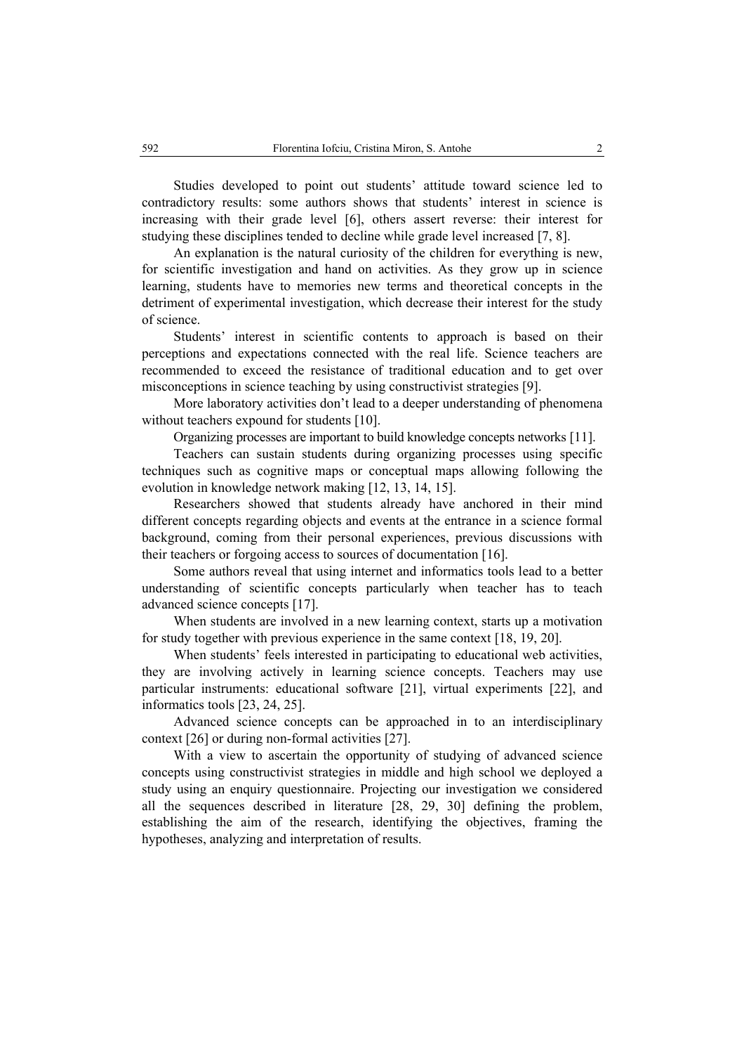Studies developed to point out students' attitude toward science led to contradictory results: some authors shows that students' interest in science is increasing with their grade level [6], others assert reverse: their interest for studying these disciplines tended to decline while grade level increased [7, 8].

An explanation is the natural curiosity of the children for everything is new, for scientific investigation and hand on activities. As they grow up in science learning, students have to memories new terms and theoretical concepts in the detriment of experimental investigation, which decrease their interest for the study of science.

Students' interest in scientific contents to approach is based on their perceptions and expectations connected with the real life. Science teachers are recommended to exceed the resistance of traditional education and to get over misconceptions in science teaching by using constructivist strategies [9].

More laboratory activities don't lead to a deeper understanding of phenomena without teachers expound for students [10].

Organizing processes are important to build knowledge concepts networks [11].

Teachers can sustain students during organizing processes using specific techniques such as cognitive maps or conceptual maps allowing following the evolution in knowledge network making [12, 13, 14, 15].

Researchers showed that students already have anchored in their mind different concepts regarding objects and events at the entrance in a science formal background, coming from their personal experiences, previous discussions with their teachers or forgoing access to sources of documentation [16].

Some authors reveal that using internet and informatics tools lead to a better understanding of scientific concepts particularly when teacher has to teach advanced science concepts [17].

When students are involved in a new learning context, starts up a motivation for study together with previous experience in the same context [18, 19, 20].

When students' feels interested in participating to educational web activities, they are involving actively in learning science concepts. Teachers may use particular instruments: educational software [21], virtual experiments [22], and informatics tools [23, 24, 25].

Advanced science concepts can be approached in to an interdisciplinary context [26] or during non-formal activities [27].

With a view to ascertain the opportunity of studying of advanced science concepts using constructivist strategies in middle and high school we deployed a study using an enquiry questionnaire. Projecting our investigation we considered all the sequences described in literature [28, 29, 30] defining the problem, establishing the aim of the research, identifying the objectives, framing the hypotheses, analyzing and interpretation of results.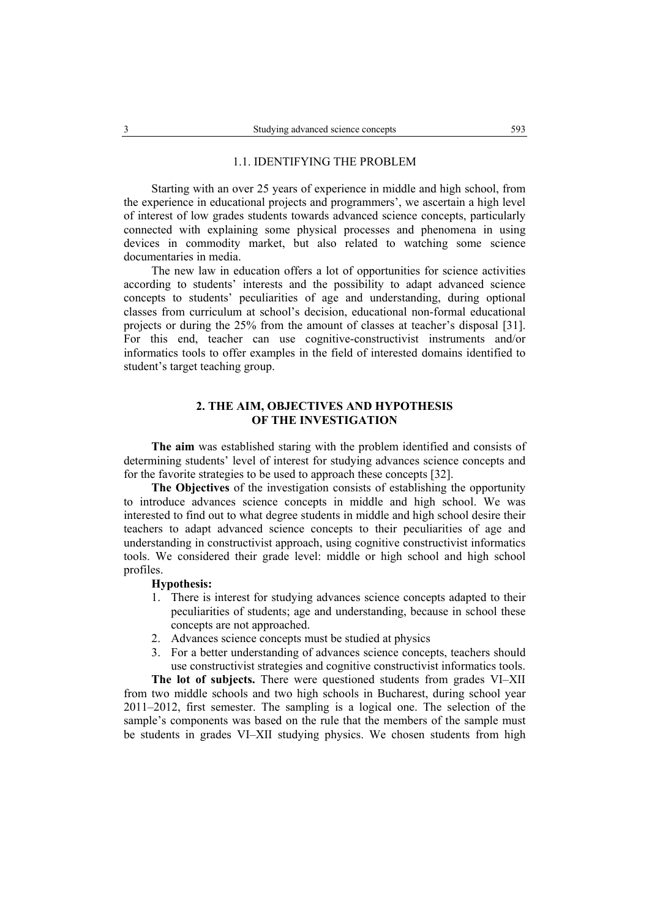### 1.1. IDENTIFYING THE PROBLEM

Starting with an over 25 years of experience in middle and high school, from the experience in educational projects and programmers', we ascertain a high level of interest of low grades students towards advanced science concepts, particularly connected with explaining some physical processes and phenomena in using devices in commodity market, but also related to watching some science documentaries in media.

The new law in education offers a lot of opportunities for science activities according to students' interests and the possibility to adapt advanced science concepts to students' peculiarities of age and understanding, during optional classes from curriculum at school's decision, educational non-formal educational projects or during the 25% from the amount of classes at teacher's disposal [31]. For this end, teacher can use cognitive-constructivist instruments and/or informatics tools to offer examples in the field of interested domains identified to student's target teaching group.

## 2. THE AIM, OBJECTIVES AND HYPOTHESIS OF THE INVESTIGATION

**The aim** was established staring with the problem identified and consists of determining students' level of interest for studying advances science concepts and for the favorite strategies to be used to approach these concepts [32].

**The Objectives** of the investigation consists of establishing the opportunity to introduce advances science concepts in middle and high school. We was interested to find out to what degree students in middle and high school desire their teachers to adapt advanced science concepts to their peculiarities of age and understanding in constructivist approach, using cognitive constructivist informatics tools. We considered their grade level: middle or high school and high school profiles.

**Hypothesis:**

1. There is interest for studying advances science concepts adapted to their peculiarities of students; age and understanding, because in school these concepts are not approached.
2. Advances science concepts must be studied at physics
3. For a better understanding of advances science concepts, teachers should use constructivist strategies and cognitive constructivist informatics tools.

**The lot of subjects.** There were questioned students from grades VI–XII from two middle schools and two high schools in Bucharest, during school year 2011–2012, first semester. The sampling is a logical one. The selection of the sample's components was based on the rule that the members of the sample must be students in grades VI–XII studying physics. We chosen students from high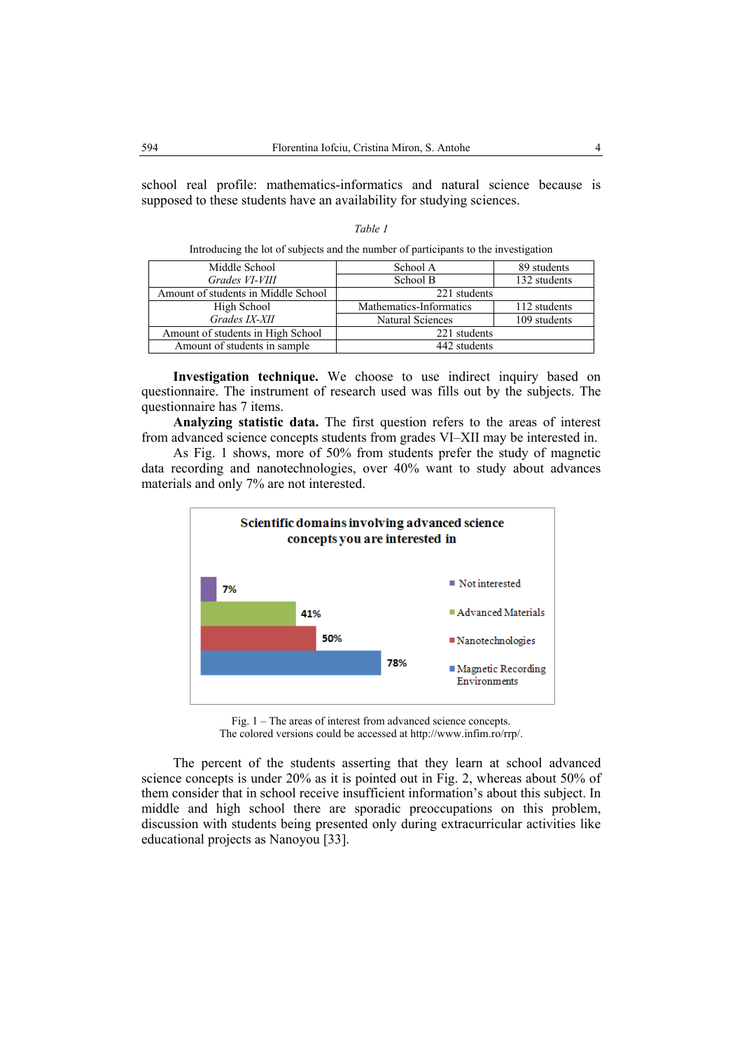school real profile: mathematics-informatics and natural science because is supposed to these students have an availability for studying sciences.

*Table 1*

Introducing the lot of subjects and the number of participants to the investigation

| | | |
|---|---|---|
| Middle School *Grades VI-VIII* | School A | 89 students |
| | School B | 132 students |
| Amount of students in Middle School | 221 students | |
| High School *Grades IX-XII* | Mathematics-Informatics | 112 students |
| | Natural Sciences | 109 students |
| Amount of students in High School | 221 students | |
| Amount of students in sample | 442 students | |

**Investigation technique.** We choose to use indirect inquiry based on questionnaire. The instrument of research used was fills out by the subjects. The questionnaire has 7 items.

**Analyzing statistic data.** The first question refers to the areas of interest from advanced science concepts students from grades VI–XII may be interested in.

As Fig. 1 shows, more of 50% from students prefer the study of magnetic data recording and nanotechnologies, over 40% want to study about advances materials and only 7% are not interested.

Scientific domains involving advanced science concepts you are interested in

7%
41%
50%
78%

Not interested
Advanced Materials
Nanotechnologies
Magnetic Recording Environments

Fig. 1 – The areas of interest from advanced science concepts.
The colored versions could be accessed at http://www.infim.ro/rrp/.

The percent of the students asserting that they learn at school advanced science concepts is under 20% as it is pointed out in Fig. 2, whereas about 50% of them consider that in school receive insufficient information's about this subject. In middle and high school there are sporadic preoccupations on this problem, discussion with students being presented only during extracurricular activities like educational projects as Nanoyou [33].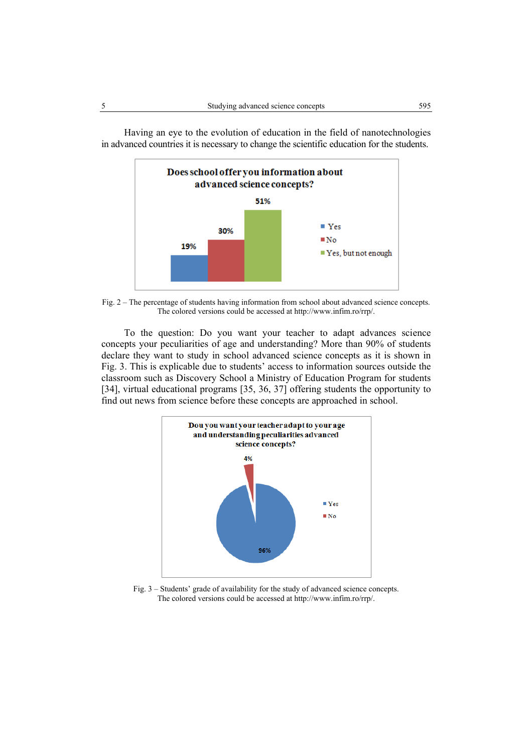Having an eye to the evolution of education in the field of nanotechnologies in advanced countries it is necessary to change the scientific education for the students.

Does school offer you information about advanced science concepts?

19%
30%
51%

Yes
No
Yes, but not enough

Fig. 2 – The percentage of students having information from school about advanced science concepts. The colored versions could be accessed at http://www.infim.ro/rrp/.

To the question: Do you want your teacher to adapt advances science concepts your peculiarities of age and understanding? More than 90% of students declare they want to study in school advanced science concepts as it is shown in Fig. 3. This is explicable due to students' access to information sources outside the classroom such as Discovery School a Ministry of Education Program for students [34], virtual educational programs [35, 36, 37] offering students the opportunity to find out news from science before these concepts are approached in school.

Dou you want your teacher adapt to your age and understanding peculiarities advanced science concepts?

4%
96%

Yes
No

Fig. 3 – Students' grade of availability for the study of advanced science concepts. The colored versions could be accessed at http://www.infim.ro/rrp/.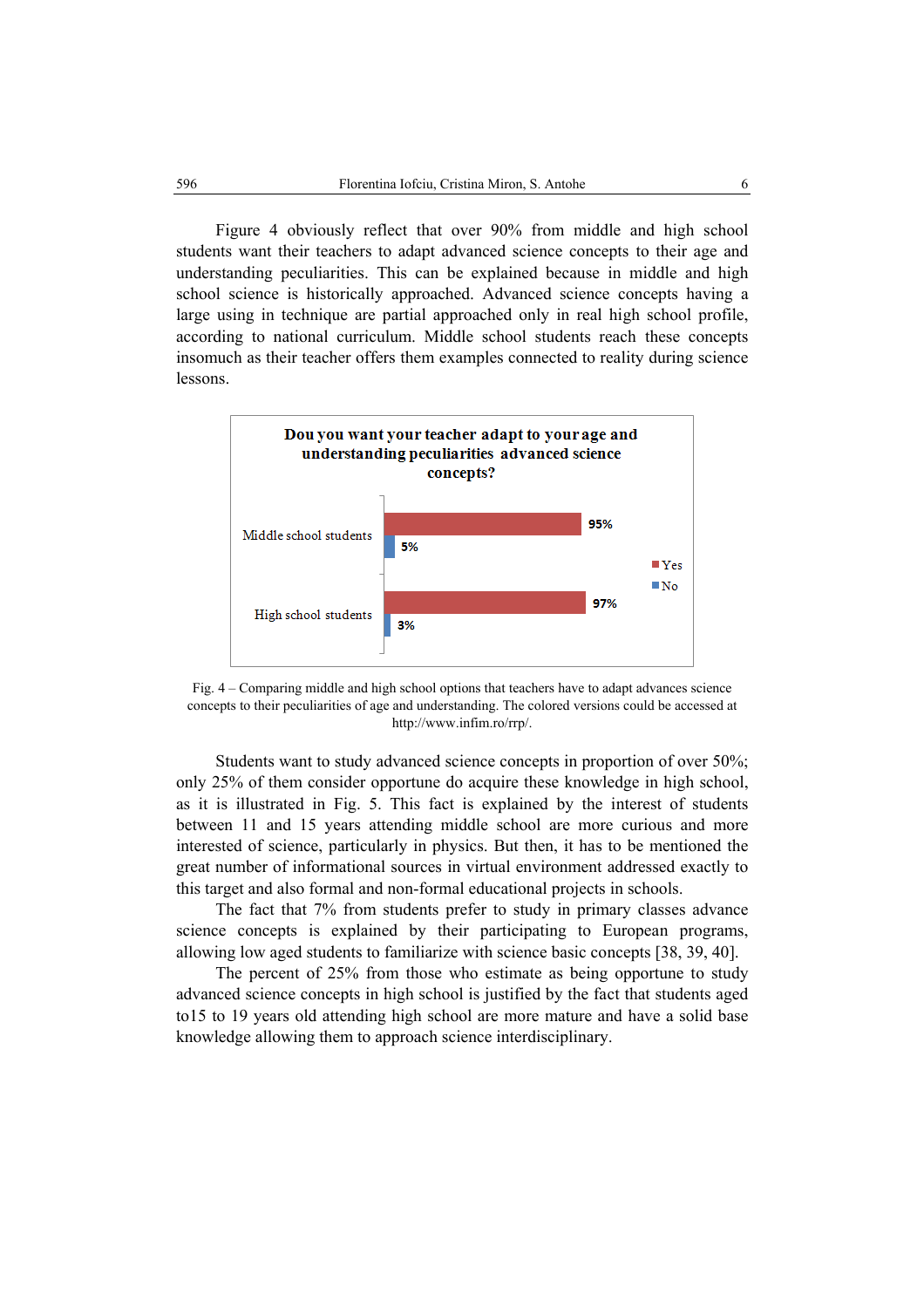Figure 4 obviously reflect that over 90% from middle and high school students want their teachers to adapt advanced science concepts to their age and understanding peculiarities. This can be explained because in middle and high school science is historically approached. Advanced science concepts having a large using in technique are partial approached only in real high school profile, according to national curriculum. Middle school students reach these concepts insomuch as their teacher offers them examples connected to reality during science lessons.

**Dou you want your teacher adapt to your age and understanding peculiarities advanced science concepts?**

Middle school students
95%
5%

High school students
97%
3%

Yes
No

Fig. 4 – Comparing middle and high school options that teachers have to adapt advances science concepts to their peculiarities of age and understanding. The colored versions could be accessed at http://www.infim.ro/rrp/.

Students want to study advanced science concepts in proportion of over 50%; only 25% of them consider opportune do acquire these knowledge in high school, as it is illustrated in Fig. 5. This fact is explained by the interest of students between 11 and 15 years attending middle school are more curious and more interested of science, particularly in physics. But then, it has to be mentioned the great number of informational sources in virtual environment addressed exactly to this target and also formal and non-formal educational projects in schools.

The fact that 7% from students prefer to study in primary classes advance science concepts is explained by their participating to European programs, allowing low aged students to familiarize with science basic concepts [38, 39, 40].

The percent of 25% from those who estimate as being opportune to study advanced science concepts in high school is justified by the fact that students aged to15 to 19 years old attending high school are more mature and have a solid base knowledge allowing them to approach science interdisciplinary.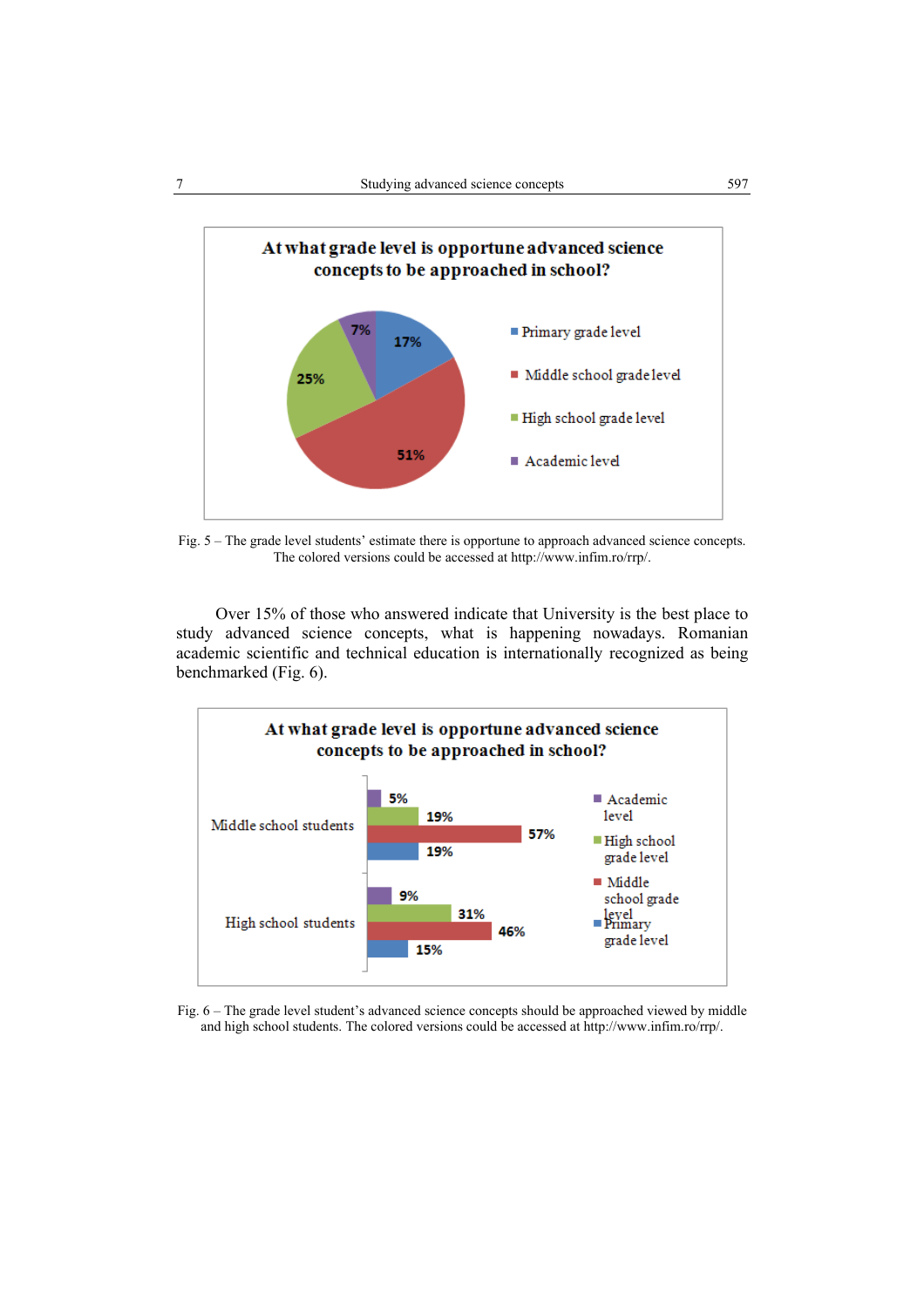At what grade level is opportune advanced science concepts to be approached in school?

17%
51%
25%
7%

Primary grade level
Middle school grade level
High school grade level
Academic level

Fig. 5 – The grade level students' estimate there is opportune to approach advanced science concepts. The colored versions could be accessed at http://www.infim.ro/rrp/.

Over 15% of those who answered indicate that University is the best place to study advanced science concepts, what is happening nowadays. Romanian academic scientific and technical education is internationally recognized as being benchmarked (Fig. 6).

At what grade level is opportune advanced science concepts to be approached in school?

Middle school students
5%
19%
57%
19%

High school students
9%
31%
46%
15%

Academic level
High school grade level
Middle school grade level
Primary grade level

Fig. 6 – The grade level student's advanced science concepts should be approached viewed by middle and high school students. The colored versions could be accessed at http://www.infim.ro/rrp/.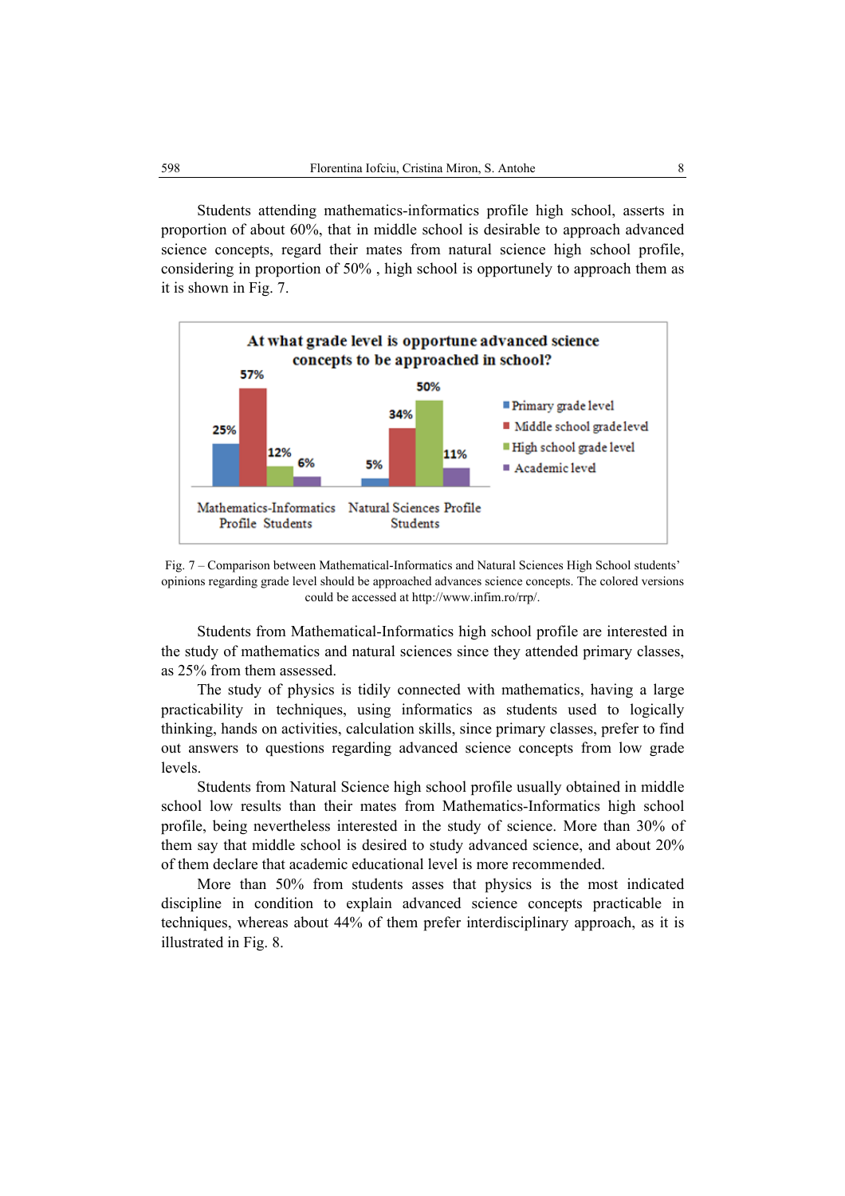Students attending mathematics-informatics profile high school, asserts in proportion of about 60%, that in middle school is desirable to approach advanced science concepts, regard their mates from natural science high school profile, considering in proportion of 50% , high school is opportunely to approach them as it is shown in Fig. 7.

At what grade level is opportune advanced science concepts to be approached in school?

57%
25%
12%
6%
50%
34%
5%
11%

Primary grade level
Middle school grade level
High school grade level
Academic level

Mathematics-Informatics Profile Students
Natural Sciences Profile Students

Fig. 7 – Comparison between Mathematical-Informatics and Natural Sciences High School students' opinions regarding grade level should be approached advances science concepts. The colored versions could be accessed at http://www.infim.ro/rrp/.

Students from Mathematical-Informatics high school profile are interested in the study of mathematics and natural sciences since they attended primary classes, as 25% from them assessed.

The study of physics is tidily connected with mathematics, having a large practicability in techniques, using informatics as students used to logically thinking, hands on activities, calculation skills, since primary classes, prefer to find out answers to questions regarding advanced science concepts from low grade levels.

Students from Natural Science high school profile usually obtained in middle school low results than their mates from Mathematics-Informatics high school profile, being nevertheless interested in the study of science. More than 30% of them say that middle school is desired to study advanced science, and about 20% of them declare that academic educational level is more recommended.

More than 50% from students asses that physics is the most indicated discipline in condition to explain advanced science concepts practicable in techniques, whereas about 44% of them prefer interdisciplinary approach, as it is illustrated in Fig. 8.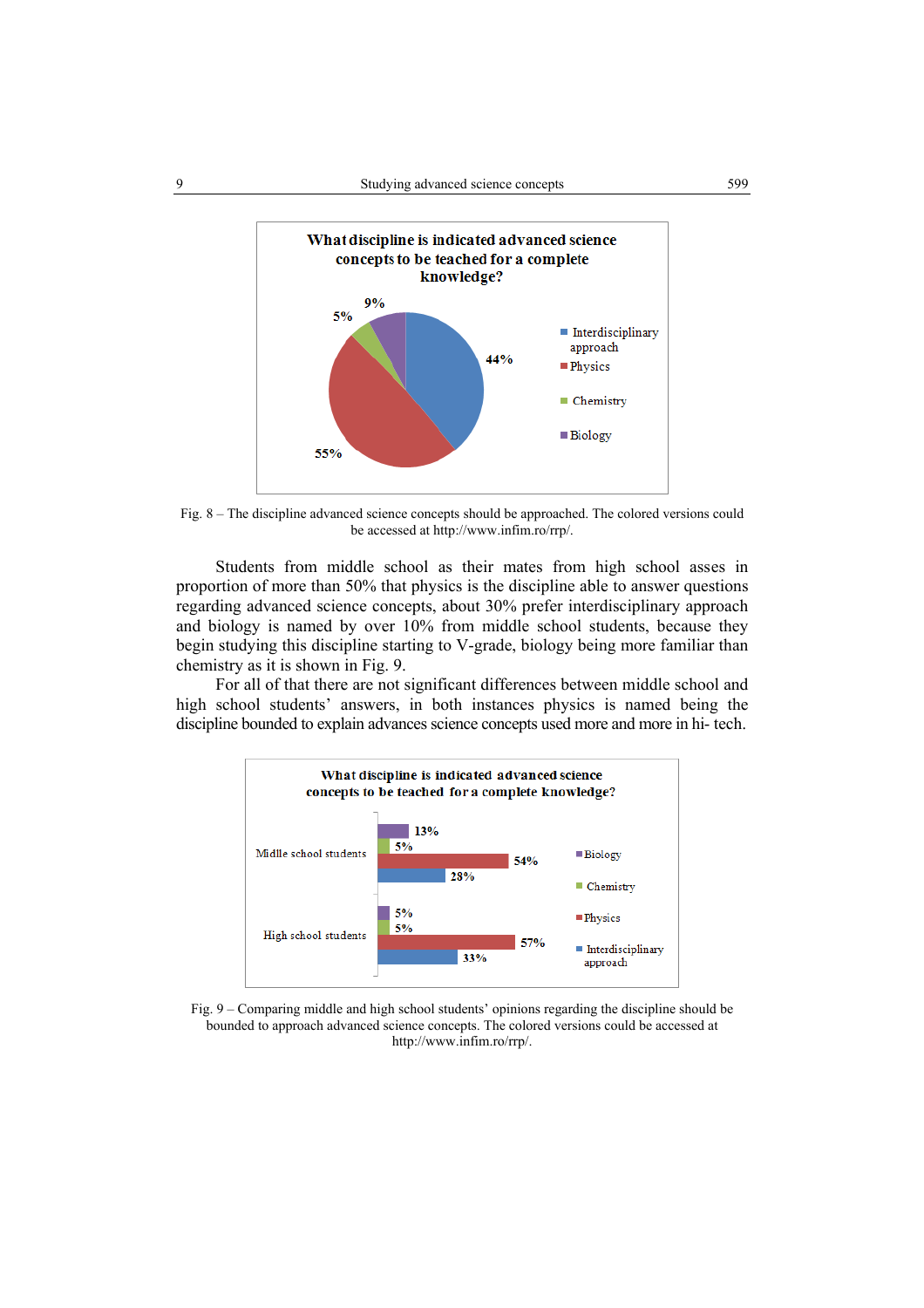What discipline is indicated advanced science concepts to be teached for a complete knowledge?

9%
5%
44%
55%

Interdisciplinary approach
Physics
Chemistry
Biology

Fig. 8 – The discipline advanced science concepts should be approached. The colored versions could be accessed at http://www.infim.ro/rrp/.

Students from middle school as their mates from high school asses in proportion of more than 50% that physics is the discipline able to answer questions regarding advanced science concepts, about 30% prefer interdisciplinary approach and biology is named by over 10% from middle school students, because they begin studying this discipline starting to V-grade, biology being more familiar than chemistry as it is shown in Fig. 9.

For all of that there are not significant differences between middle school and high school students' answers, in both instances physics is named being the discipline bounded to explain advances science concepts used more and more in hi- tech.

What discipline is indicated advanced science concepts to be teached for a complete knowledge?

Midlle school students
13%
5%
54%
28%

High school students
5%
5%
57%
33%

Biology
Chemistry
Physics
Interdisciplinary approach

Fig. 9 – Comparing middle and high school students' opinions regarding the discipline should be bounded to approach advanced science concepts. The colored versions could be accessed at http://www.infim.ro/rrp/.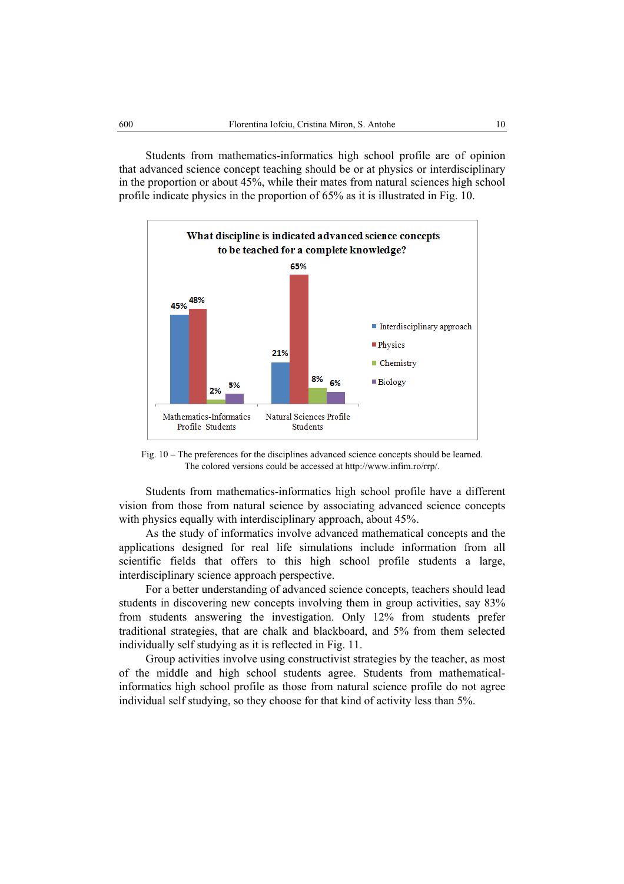Students from mathematics-informatics high school profile are of opinion that advanced science concept teaching should be or at physics or interdisciplinary in the proportion or about 45%, while their mates from natural sciences high school profile indicate physics in the proportion of 65% as it is illustrated in Fig. 10.

What discipline is indicated advanced science concepts to be teached for a complete knowledge?

45%
48%
2%
5%
21%
65%
8%
6%

Interdisciplinary approach
Physics
Chemistry
Biology

Mathematics-Informatics Profile Students
Natural Sciences Profile Students

Fig. 10 – The preferences for the disciplines advanced science concepts should be learned. The colored versions could be accessed at http://www.infim.ro/rrp/.

Students from mathematics-informatics high school profile have a different vision from those from natural science by associating advanced science concepts with physics equally with interdisciplinary approach, about 45%.

As the study of informatics involve advanced mathematical concepts and the applications designed for real life simulations include information from all scientific fields that offers to this high school profile students a large, interdisciplinary science approach perspective.

For a better understanding of advanced science concepts, teachers should lead students in discovering new concepts involving them in group activities, say 83% from students answering the investigation. Only 12% from students prefer traditional strategies, that are chalk and blackboard, and 5% from them selected individually self studying as it is reflected in Fig. 11.

Group activities involve using constructivist strategies by the teacher, as most of the middle and high school students agree. Students from mathematical-informatics high school profile as those from natural science profile do not agree individual self studying, so they choose for that kind of activity less than 5%.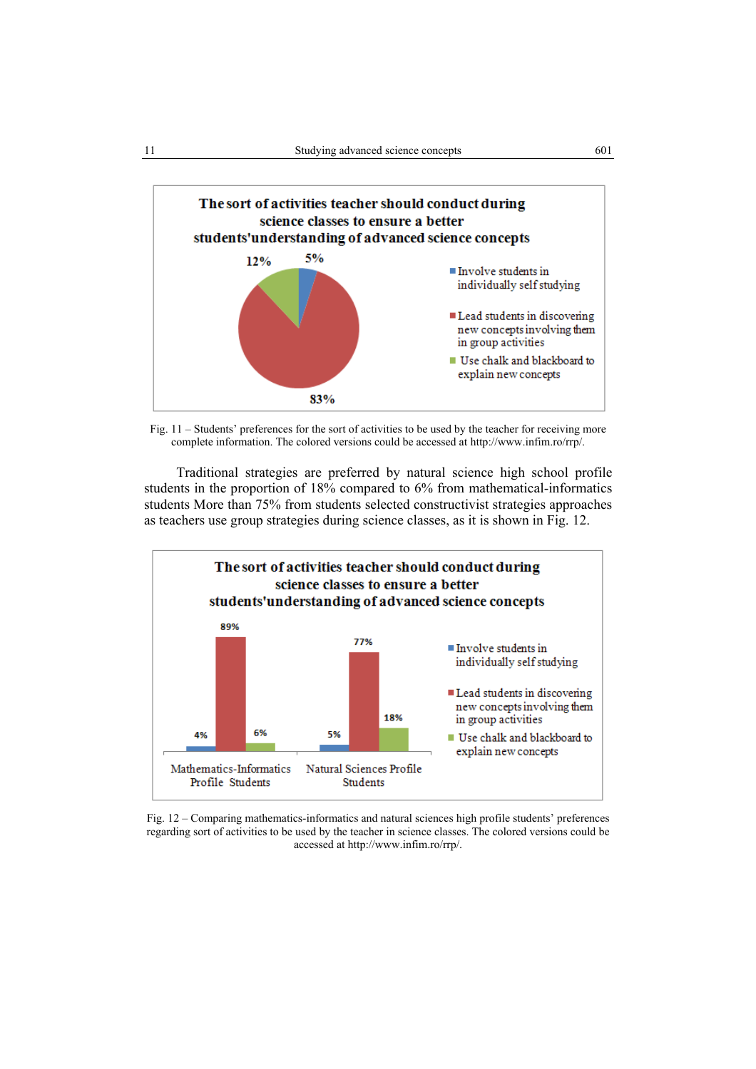The sort of activities teacher should conduct during science classes to ensure a better students'understanding of advanced science concepts

12%

5%

83%

Involve students in individually self studying

Lead students in discovering new concepts involving them in group activities

Use chalk and blackboard to explain new concepts

Fig. 11 – Students' preferences for the sort of activities to be used by the teacher for receiving more complete information. The colored versions could be accessed at http://www.infim.ro/rrp/.

Traditional strategies are preferred by natural science high school profile students in the proportion of 18% compared to 6% from mathematical-informatics students More than 75% from students selected constructivist strategies approaches as teachers use group strategies during science classes, as it is shown in Fig. 12.

The sort of activities teacher should conduct during science classes to ensure a better students'understanding of advanced science concepts

89%

4%

6%

77%

5%

18%

Mathematics-Informatics Profile Students

Natural Sciences Profile Students

Involve students in individually self studying

Lead students in discovering new concepts involving them in group activities

Use chalk and blackboard to explain new concepts

Fig. 12 – Comparing mathematics-informatics and natural sciences high profile students' preferences regarding sort of activities to be used by the teacher in science classes. The colored versions could be accessed at http://www.infim.ro/rrp/.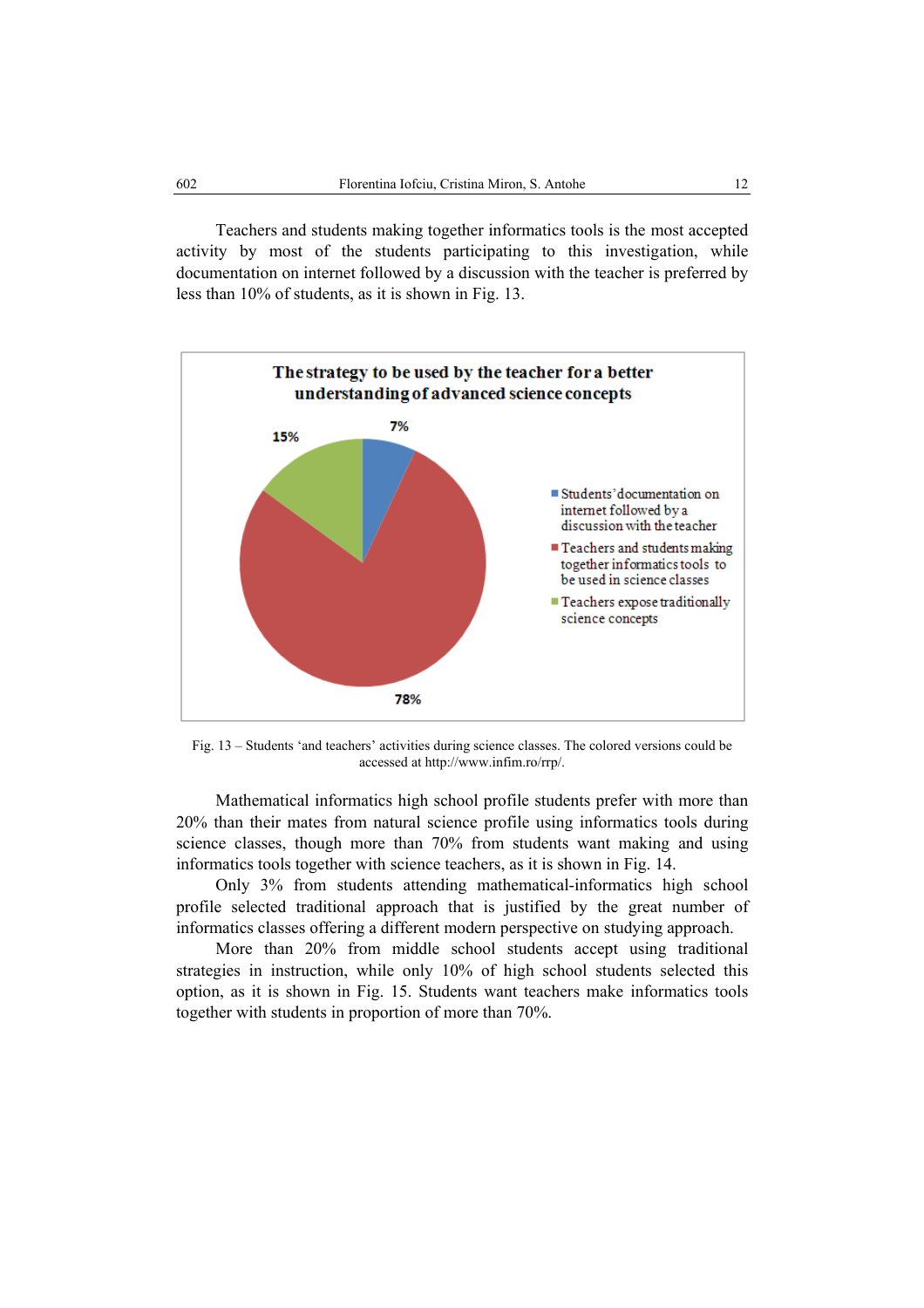Teachers and students making together informatics tools is the most accepted activity by most of the students participating to this investigation, while documentation on internet followed by a discussion with the teacher is preferred by less than 10% of students, as it is shown in Fig. 13.

Fig. 13 – Students 'and teachers' activities during science classes. The colored versions could be accessed at http://www.infim.ro/rrp/.

Mathematical informatics high school profile students prefer with more than 20% than their mates from natural science profile using informatics tools during science classes, though more than 70% from students want making and using informatics tools together with science teachers, as it is shown in Fig. 14.

Only 3% from students attending mathematical-informatics high school profile selected traditional approach that is justified by the great number of informatics classes offering a different modern perspective on studying approach.

More than 20% from middle school students accept using traditional strategies in instruction, while only 10% of high school students selected this option, as it is shown in Fig. 15. Students want teachers make informatics tools together with students in proportion of more than 70%.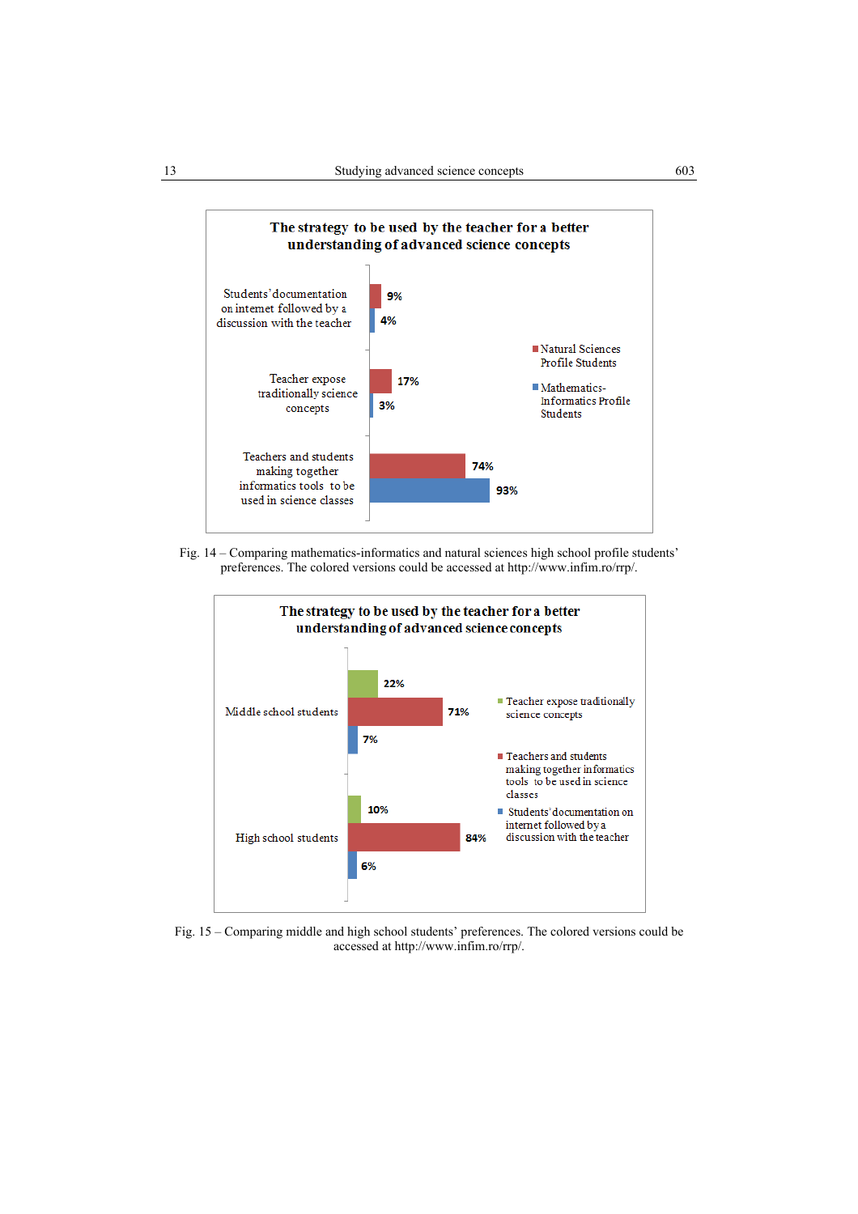The strategy to be used by the teacher for a better understanding of advanced science concepts

Students' documentation on internet followed by a discussion with the teacher

9%

4%

Teacher expose traditionally science concepts

17%

3%

Teachers and students making together informatics tools to be used in science classes

74%

93%

Natural Sciences Profile Students

Mathematics-Informatics Profile Students

Fig. 14 – Comparing mathematics-informatics and natural sciences high school profile students' preferences. The colored versions could be accessed at http://www.infim.ro/rrp/.

The strategy to be used by the teacher for a better understanding of advanced science concepts

Middle school students

22%

71%

7%

High school students

10%

84%

6%

Teacher expose traditionally science concepts

Teachers and students making together informatics tools to be used in science classes

Students' documentation on internet followed by a discussion with the teacher

Fig. 15 – Comparing middle and high school students' preferences. The colored versions could be accessed at http://www.infim.ro/rrp/.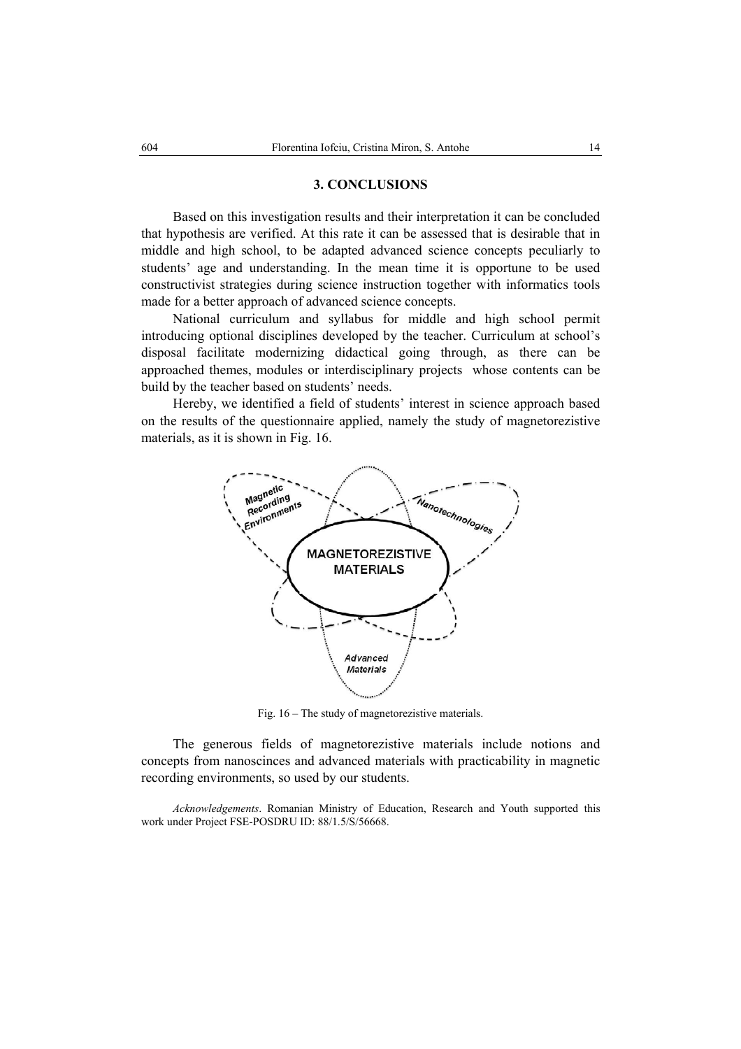## 3. CONCLUSIONS

Based on this investigation results and their interpretation it can be concluded that hypothesis are verified. At this rate it can be assessed that is desirable that in middle and high school, to be adapted advanced science concepts peculiarly to students' age and understanding. In the mean time it is opportune to be used constructivist strategies during science instruction together with informatics tools made for a better approach of advanced science concepts.

National curriculum and syllabus for middle and high school permit introducing optional disciplines developed by the teacher. Curriculum at school's disposal facilitate modernizing didactical going through, as there can be approached themes, modules or interdisciplinary projects whose contents can be build by the teacher based on students' needs.

Hereby, we identified a field of students' interest in science approach based on the results of the questionnaire applied, namely the study of magnetorezistive materials, as it is shown in Fig. 16.

Magnetic Recording Environments

Nanotechnologies

MAGNETOREZISTIVE MATERIALS

Advanced Materials

Fig. 16 – The study of magnetorezistive materials.

The generous fields of magnetorezistive materials include notions and concepts from nanoscinces and advanced materials with practicability in magnetic recording environments, so used by our students.

*Acknowledgements*. Romanian Ministry of Education, Research and Youth supported this work under Project FSE-POSDRU ID: 88/1.5/S/56668.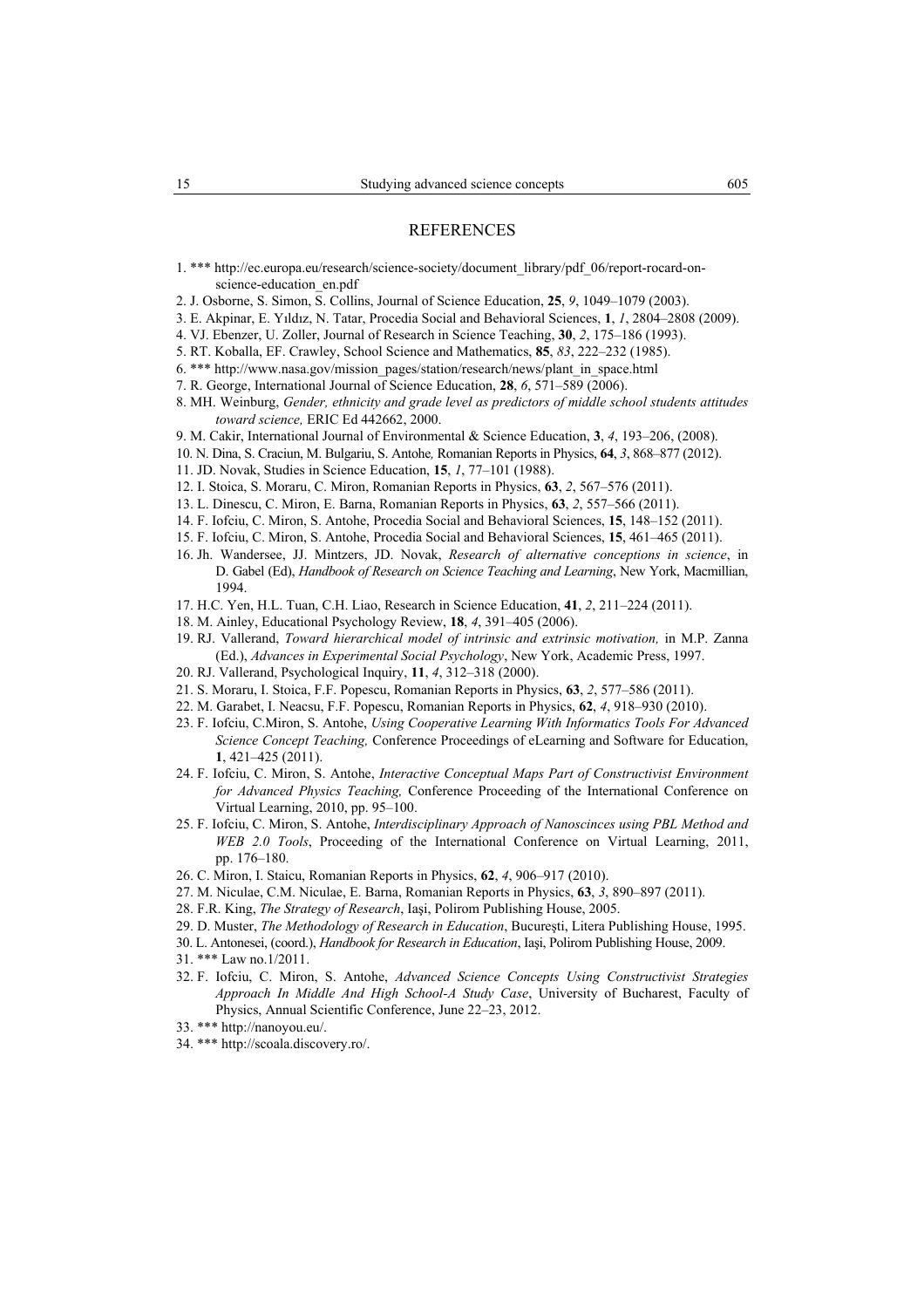## REFERENCES

1. *** http://ec.europa.eu/research/science-society/document_library/pdf_06/report-rocard-on-science-education_en.pdf
2. J. Osborne, S. Simon, S. Collins, Journal of Science Education, **25**, *9*, 1049–1079 (2003).
3. E. Akpinar, E. Yıldız, N. Tatar, Procedia Social and Behavioral Sciences, **1**, *1*, 2804–2808 (2009).
4. VJ. Ebenzer, U. Zoller, Journal of Research in Science Teaching, **30**, *2*, 175–186 (1993).
5. RT. Koballa, EF. Crawley, School Science and Mathematics, **85**, *83*, 222–232 (1985).
6. *** http://www.nasa.gov/mission_pages/station/research/news/plant_in_space.html
7. R. George, International Journal of Science Education, **28**, *6*, 571–589 (2006).
8. MH. Weinburg, *Gender, ethnicity and grade level as predictors of middle school students attitudes toward science,* ERIC Ed 442662, 2000.
9. M. Cakir, International Journal of Environmental & Science Education, **3**, *4*, 193–206, (2008).
10. N. Dina, S. Craciun, M. Bulgariu, S. Antohe*,* Romanian Reports in Physics, **64**, *3*, 868–877 (2012).
11. JD. Novak, Studies in Science Education, **15**, *1*, 77–101 (1988).
12. I. Stoica, S. Moraru, C. Miron, Romanian Reports in Physics, **63**, *2*, 567–576 (2011).
13. L. Dinescu, C. Miron, E. Barna, Romanian Reports in Physics, **63**, *2*, 557–566 (2011).
14. F. Iofciu, C. Miron, S. Antohe, Procedia Social and Behavioral Sciences, **15**, 148–152 (2011).
15. F. Iofciu, C. Miron, S. Antohe, Procedia Social and Behavioral Sciences, **15**, 461–465 (2011).
16. Jh. Wandersee, JJ. Mintzers, JD. Novak, *Research of alternative conceptions in science*, in D. Gabel (Ed), *Handbook of Research on Science Teaching and Learning*, New York, Macmillian, 1994.
17. H.C. Yen, H.L. Tuan, C.H. Liao, Research in Science Education, **41**, *2*, 211–224 (2011).
18. M. Ainley, Educational Psychology Review, **18**, *4*, 391–405 (2006).
19. RJ. Vallerand, *Toward hierarchical model of intrinsic and extrinsic motivation,* in M.P. Zanna (Ed.), *Advances in Experimental Social Psychology*, New York, Academic Press, 1997.
20. RJ. Vallerand, Psychological Inquiry, **11**, *4*, 312–318 (2000).
21. S. Moraru, I. Stoica, F.F. Popescu, Romanian Reports in Physics, **63**, *2*, 577–586 (2011).
22. M. Garabet, I. Neacsu, F.F. Popescu, Romanian Reports in Physics, **62**, *4*, 918–930 (2010).
23. F. Iofciu, C.Miron, S. Antohe, *Using Cooperative Learning With Informatics Tools For Advanced Science Concept Teaching,* Conference Proceedings of eLearning and Software for Education, **1**, 421–425 (2011).
24. F. Iofciu, C. Miron, S. Antohe, *Interactive Conceptual Maps Part of Constructivist Environment for Advanced Physics Teaching,* Conference Proceeding of the International Conference on Virtual Learning, 2010, pp. 95–100.
25. F. Iofciu, C. Miron, S. Antohe, *Interdisciplinary Approach of Nanoscinces using PBL Method and WEB 2.0 Tools*, Proceeding of the International Conference on Virtual Learning, 2011, pp. 176–180.
26. C. Miron, I. Staicu, Romanian Reports in Physics, **62**, *4*, 906–917 (2010).
27. M. Niculae, C.M. Niculae, E. Barna, Romanian Reports in Physics, **63**, *3*, 890–897 (2011).
28. F.R. King, *The Strategy of Research*, Iaşi, Polirom Publishing House, 2005.
29. D. Muster, *The Methodology of Research in Education*, Bucureşti, Litera Publishing House, 1995.
30. L. Antonesei, (coord.), *Handbook for Research in Education*, Iaşi, Polirom Publishing House, 2009.
31. *** Law no.1/2011.
32. F. Iofciu, C. Miron, S. Antohe, *Advanced Science Concepts Using Constructivist Strategies Approach In Middle And High School-A Study Case*, University of Bucharest, Faculty of Physics, Annual Scientific Conference, June 22–23, 2012.
33. *** http://nanoyou.eu/.
34. *** http://scoala.discovery.ro/.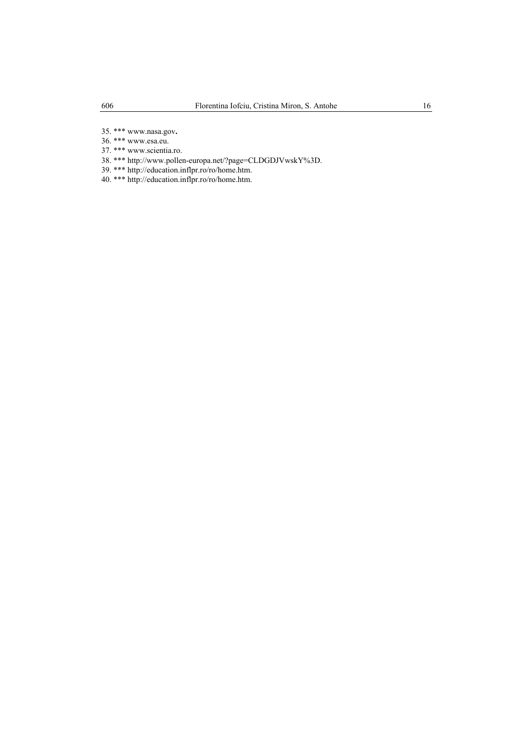35. *** www.nasa.gov.
36. *** www.esa.eu.
37. *** www.scientia.ro.
38. *** http://www.pollen-europa.net/?page=CLDGDJVwskY%3D.
39. *** http://education.inflpr.ro/ro/home.htm.
40. *** http://education.inflpr.ro/ro/home.htm.